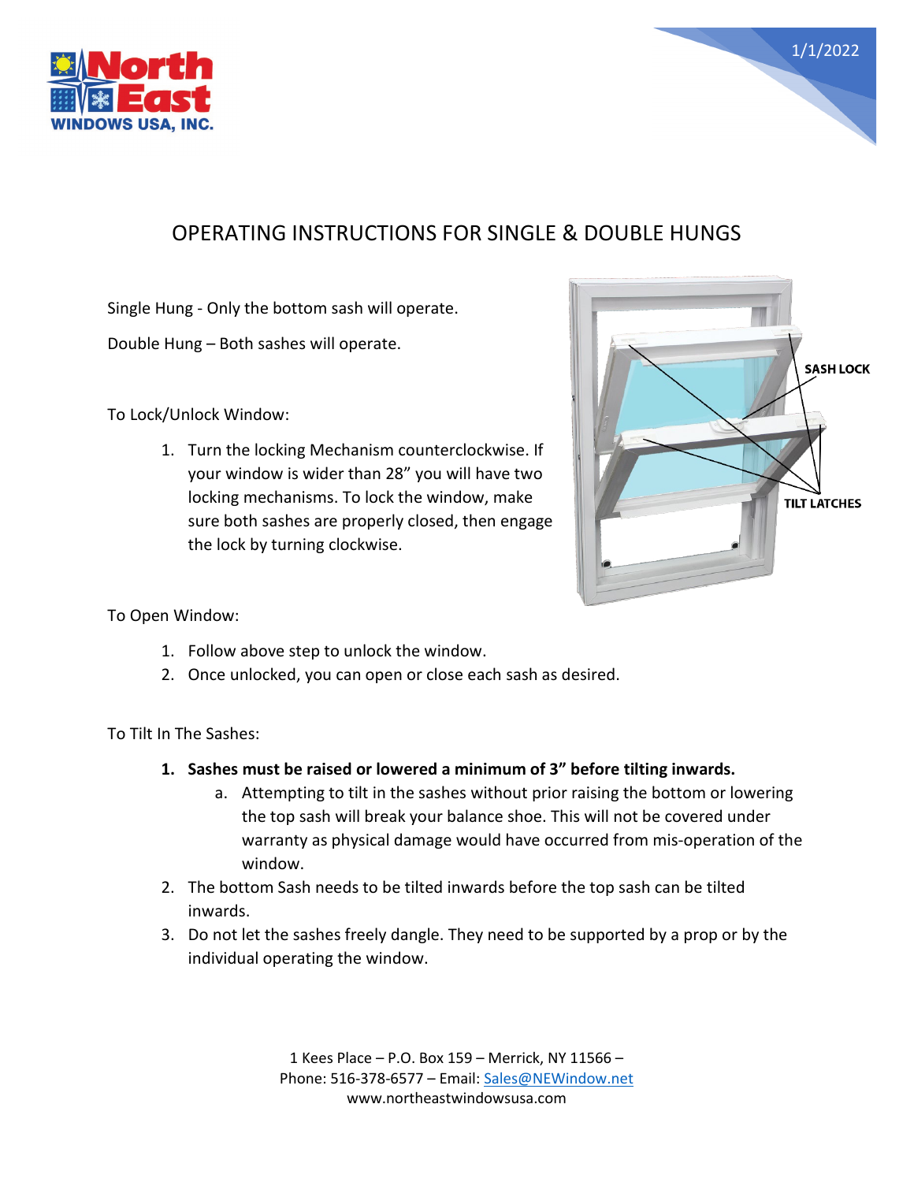# OPERATING INSTRUCTIONS FOR SINGLE & DOUBLE HUNGS

Single Hung - Only the bottom sash will operate.

Double Hung – Both sashes will operate.

To Lock/Unlock Window:

1. Turn the locking Mechanism counterclockwise. If your window is wider than 28" you will have two locking mechanisms. To lock the window, make sure both sashes are properly closed, then engage the lock by turning clockwise.

To Open Window:

1. Follow above step to unlock the window.
2. Once unlocked, you can open or close each sash as desired.

To Tilt In The Sashes:

1. **Sashes must be raised or lowered a minimum of 3" before tilting inwards.**
   a. Attempting to tilt in the sashes without prior raising the bottom or lowering the top sash will break your balance shoe. This will not be covered under warranty as physical damage would have occurred from mis-operation of the window.
2. The bottom Sash needs to be tilted inwards before the top sash can be tilted inwards.
3. Do not let the sashes freely dangle. They need to be supported by a prop or by the individual operating the window.

1 Kees Place – P.O. Box 159 – Merrick, NY 11566 –
Phone: 516-378-6577 – Email: Sales@NEWindow.net
www.northeastwindowsusa.com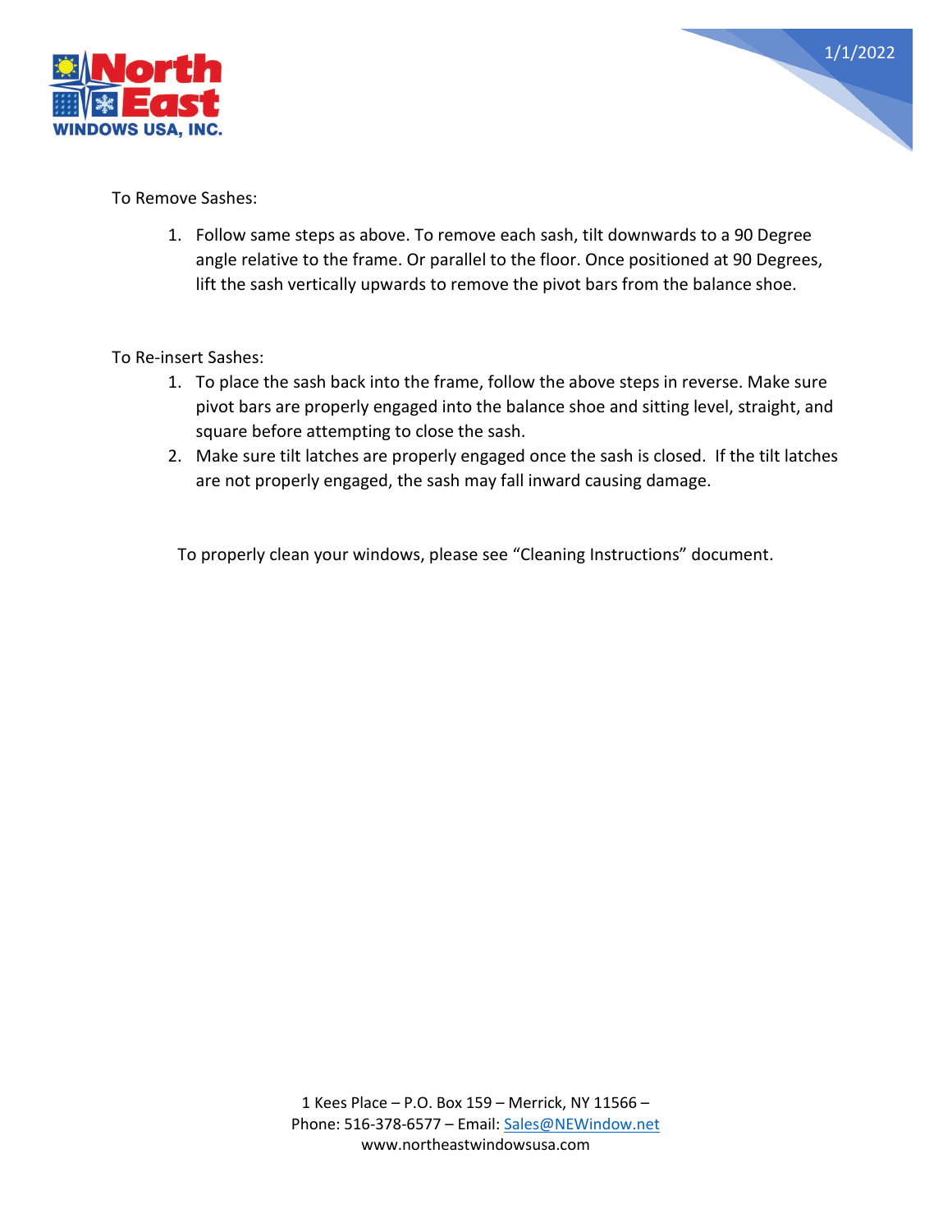To Remove Sashes:

1. Follow same steps as above. To remove each sash, tilt downwards to a 90 Degree angle relative to the frame. Or parallel to the floor. Once positioned at 90 Degrees, lift the sash vertically upwards to remove the pivot bars from the balance shoe.

To Re-insert Sashes:

1. To place the sash back into the frame, follow the above steps in reverse. Make sure pivot bars are properly engaged into the balance shoe and sitting level, straight, and square before attempting to close the sash.
2. Make sure tilt latches are properly engaged once the sash is closed. If the tilt latches are not properly engaged, the sash may fall inward causing damage.

To properly clean your windows, please see "Cleaning Instructions" document.